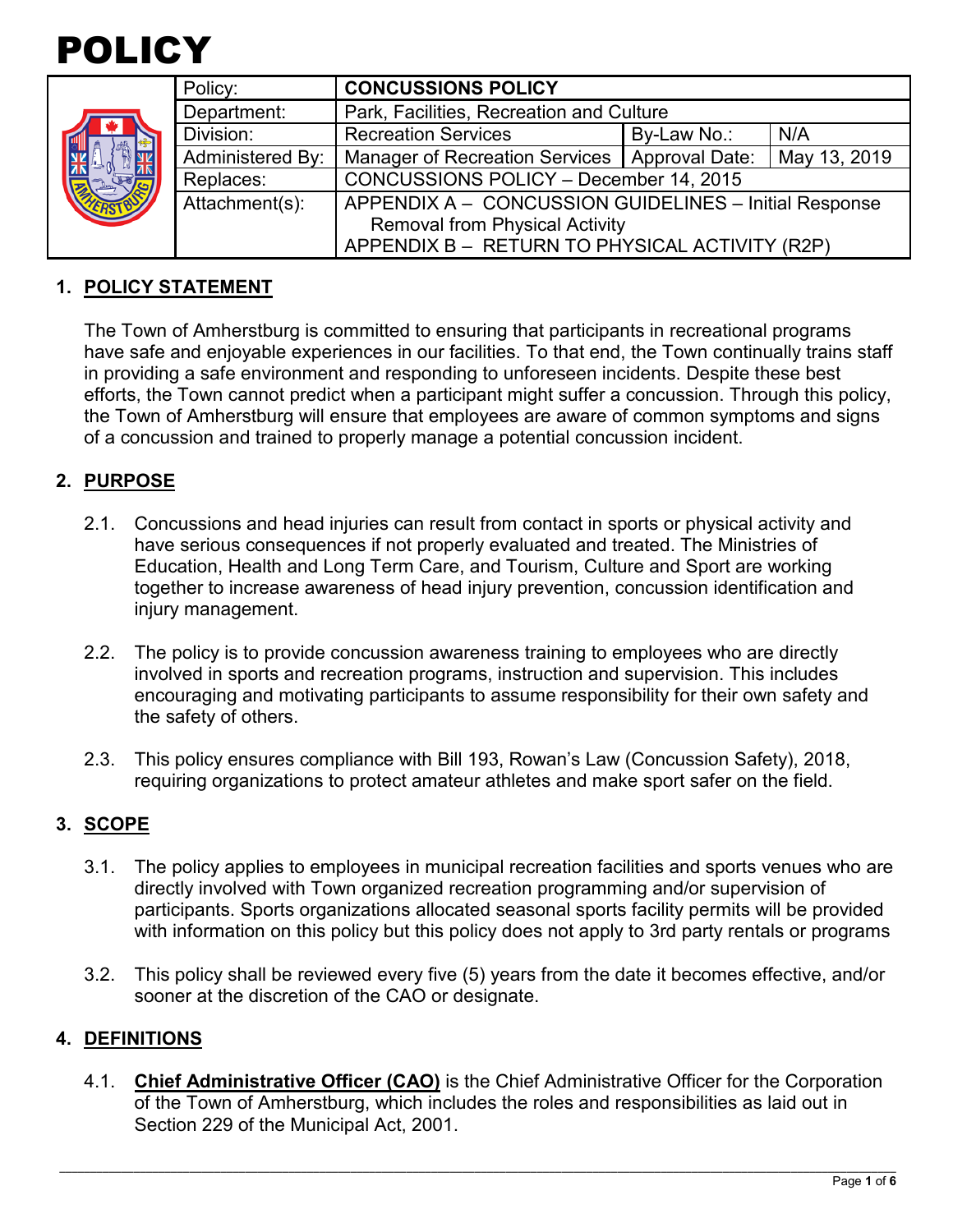# POLICY

| Policy: | **CONCUSSIONS POLICY** | | |
| --- | --- | --- | --- |
| Department: | Park, Facilities, Recreation and Culture | | |
| Division: | Recreation Services | By-Law No.: | N/A |
| Administered By: | Manager of Recreation Services | Approval Date: | May 13, 2019 |
| Replaces: | CONCUSSIONS POLICY – December 14, 2015 | | |
| Attachment(s): | APPENDIX A – CONCUSSION GUIDELINES – Initial Response Removal from Physical Activity<br>APPENDIX B – RETURN TO PHYSICAL ACTIVITY (R2P) | | |

## 1. POLICY STATEMENT

The Town of Amherstburg is committed to ensuring that participants in recreational programs have safe and enjoyable experiences in our facilities. To that end, the Town continually trains staff in providing a safe environment and responding to unforeseen incidents. Despite these best efforts, the Town cannot predict when a participant might suffer a concussion. Through this policy, the Town of Amherstburg will ensure that employees are aware of common symptoms and signs of a concussion and trained to properly manage a potential concussion incident.

## 2. PURPOSE

2.1. Concussions and head injuries can result from contact in sports or physical activity and have serious consequences if not properly evaluated and treated. The Ministries of Education, Health and Long Term Care, and Tourism, Culture and Sport are working together to increase awareness of head injury prevention, concussion identification and injury management.

2.2. The policy is to provide concussion awareness training to employees who are directly involved in sports and recreation programs, instruction and supervision. This includes encouraging and motivating participants to assume responsibility for their own safety and the safety of others.

2.3. This policy ensures compliance with Bill 193, Rowan's Law (Concussion Safety), 2018, requiring organizations to protect amateur athletes and make sport safer on the field.

## 3. SCOPE

3.1. The policy applies to employees in municipal recreation facilities and sports venues who are directly involved with Town organized recreation programming and/or supervision of participants. Sports organizations allocated seasonal sports facility permits will be provided with information on this policy but this policy does not apply to 3rd party rentals or programs

3.2. This policy shall be reviewed every five (5) years from the date it becomes effective, and/or sooner at the discretion of the CAO or designate.

## 4. DEFINITIONS

4.1. **Chief Administrative Officer (CAO)** is the Chief Administrative Officer for the Corporation of the Town of Amherstburg, which includes the roles and responsibilities as laid out in Section 229 of the Municipal Act, 2001.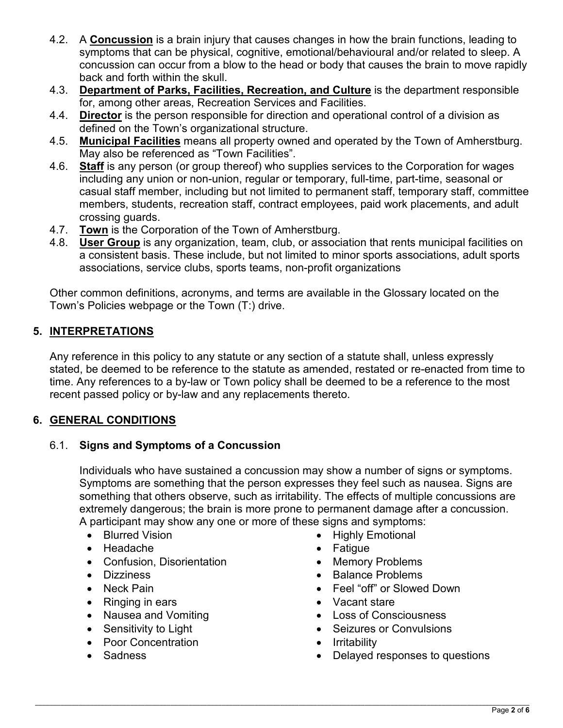4.2. A **Concussion** is a brain injury that causes changes in how the brain functions, leading to symptoms that can be physical, cognitive, emotional/behavioural and/or related to sleep. A concussion can occur from a blow to the head or body that causes the brain to move rapidly back and forth within the skull.

4.3. **Department of Parks, Facilities, Recreation, and Culture** is the department responsible for, among other areas, Recreation Services and Facilities.

4.4. **Director** is the person responsible for direction and operational control of a division as defined on the Town's organizational structure.

4.5. **Municipal Facilities** means all property owned and operated by the Town of Amherstburg. May also be referenced as "Town Facilities".

4.6. **Staff** is any person (or group thereof) who supplies services to the Corporation for wages including any union or non-union, regular or temporary, full-time, part-time, seasonal or casual staff member, including but not limited to permanent staff, temporary staff, committee members, students, recreation staff, contract employees, paid work placements, and adult crossing guards.

4.7. **Town** is the Corporation of the Town of Amherstburg.

4.8. **User Group** is any organization, team, club, or association that rents municipal facilities on a consistent basis. These include, but not limited to minor sports associations, adult sports associations, service clubs, sports teams, non-profit organizations

Other common definitions, acronyms, and terms are available in the Glossary located on the Town's Policies webpage or the Town (T:) drive.

## 5. INTERPRETATIONS

Any reference in this policy to any statute or any section of a statute shall, unless expressly stated, be deemed to be reference to the statute as amended, restated or re-enacted from time to time. Any references to a by-law or Town policy shall be deemed to be a reference to the most recent passed policy or by-law and any replacements thereto.

## 6. GENERAL CONDITIONS

### 6.1. Signs and Symptoms of a Concussion

Individuals who have sustained a concussion may show a number of signs or symptoms. Symptoms are something that the person expresses they feel such as nausea. Signs are something that others observe, such as irritability. The effects of multiple concussions are extremely dangerous; the brain is more prone to permanent damage after a concussion. A participant may show any one or more of these signs and symptoms:

- Blurred Vision
- Headache
- Confusion, Disorientation
- Dizziness
- Neck Pain
- Ringing in ears
- Nausea and Vomiting
- Sensitivity to Light
- Poor Concentration
- Sadness
- Highly Emotional
- Fatigue
- Memory Problems
- Balance Problems
- Feel "off" or Slowed Down
- Vacant stare
- Loss of Consciousness
- Seizures or Convulsions
- Irritability
- Delayed responses to questions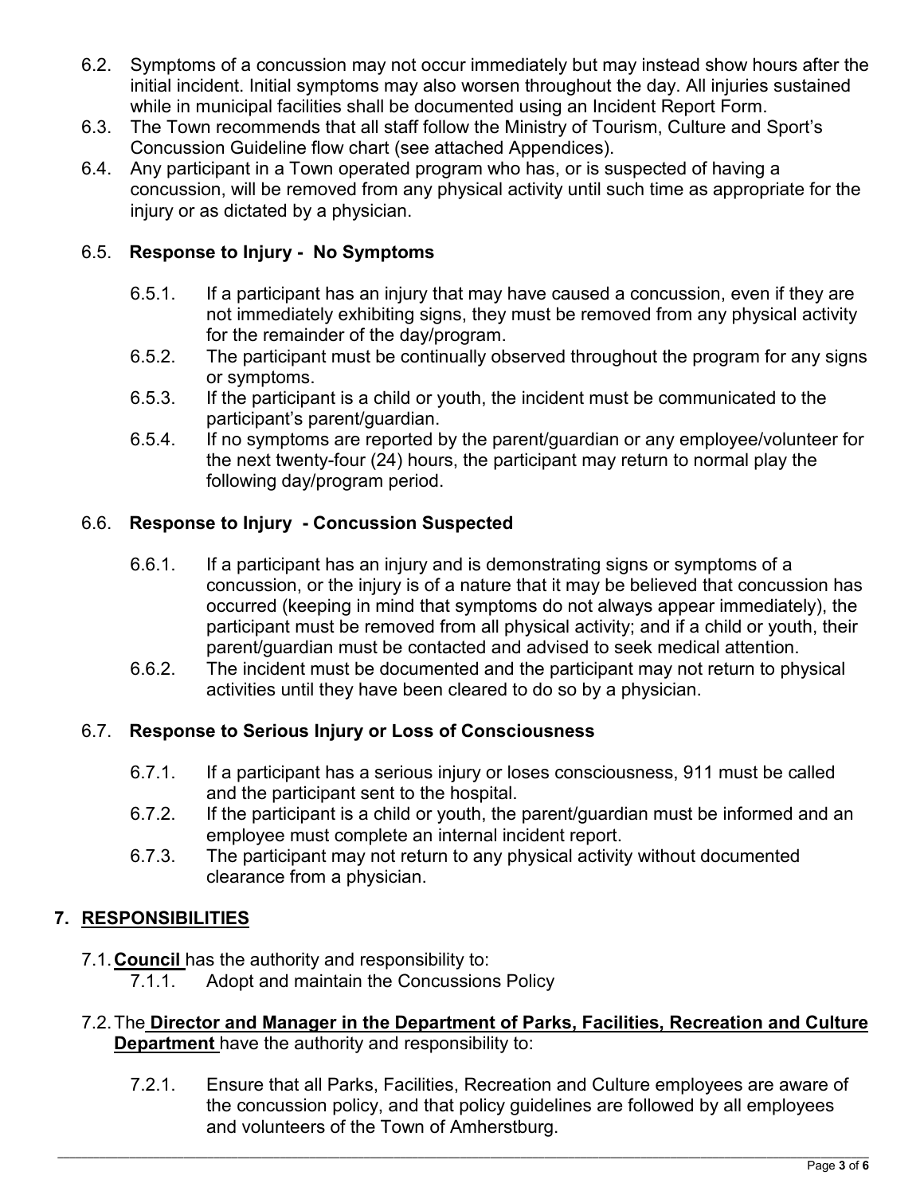6.2. Symptoms of a concussion may not occur immediately but may instead show hours after the initial incident. Initial symptoms may also worsen throughout the day. All injuries sustained while in municipal facilities shall be documented using an Incident Report Form.

6.3. The Town recommends that all staff follow the Ministry of Tourism, Culture and Sport's Concussion Guideline flow chart (see attached Appendices).

6.4. Any participant in a Town operated program who has, or is suspected of having a concussion, will be removed from any physical activity until such time as appropriate for the injury or as dictated by a physician.

### 6.5. **Response to Injury - No Symptoms**

6.5.1. If a participant has an injury that may have caused a concussion, even if they are not immediately exhibiting signs, they must be removed from any physical activity for the remainder of the day/program.

6.5.2. The participant must be continually observed throughout the program for any signs or symptoms.

6.5.3. If the participant is a child or youth, the incident must be communicated to the participant's parent/guardian.

6.5.4. If no symptoms are reported by the parent/guardian or any employee/volunteer for the next twenty-four (24) hours, the participant may return to normal play the following day/program period.

### 6.6. **Response to Injury - Concussion Suspected**

6.6.1. If a participant has an injury and is demonstrating signs or symptoms of a concussion, or the injury is of a nature that it may be believed that concussion has occurred (keeping in mind that symptoms do not always appear immediately), the participant must be removed from all physical activity; and if a child or youth, their parent/guardian must be contacted and advised to seek medical attention.

6.6.2. The incident must be documented and the participant may not return to physical activities until they have been cleared to do so by a physician.

### 6.7. **Response to Serious Injury or Loss of Consciousness**

6.7.1. If a participant has a serious injury or loses consciousness, 911 must be called and the participant sent to the hospital.

6.7.2. If the participant is a child or youth, the parent/guardian must be informed and an employee must complete an internal incident report.

6.7.3. The participant may not return to any physical activity without documented clearance from a physician.

## 7. **RESPONSIBILITIES**

7.1. **Council** has the authority and responsibility to:

7.1.1. Adopt and maintain the Concussions Policy

7.2. The **Director and Manager in the Department of Parks, Facilities, Recreation and Culture Department** have the authority and responsibility to:

7.2.1. Ensure that all Parks, Facilities, Recreation and Culture employees are aware of the concussion policy, and that policy guidelines are followed by all employees and volunteers of the Town of Amherstburg.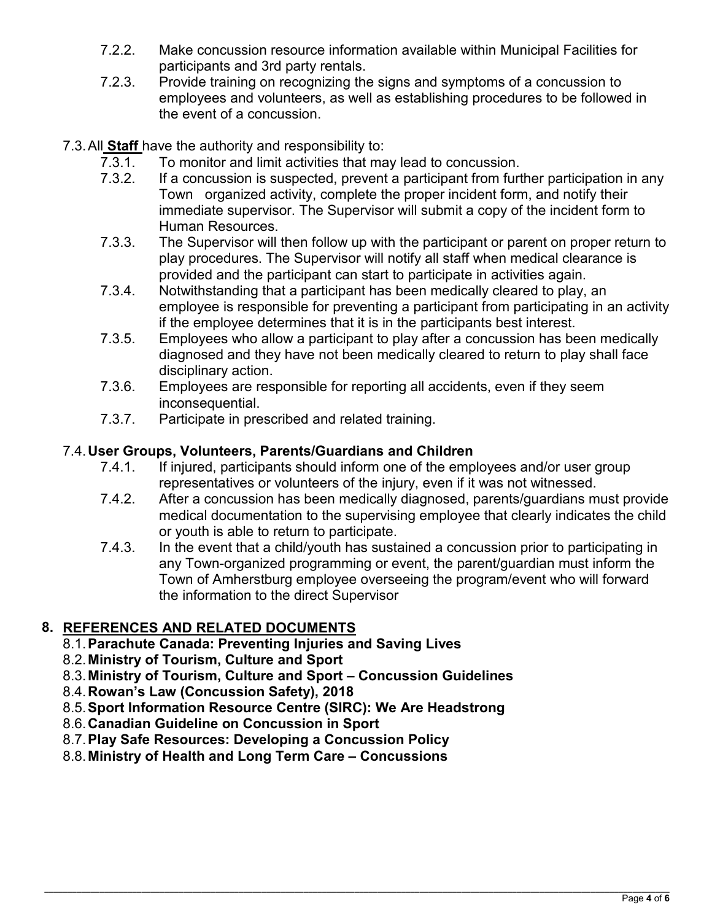7.2.2. Make concussion resource information available within Municipal Facilities for participants and 3rd party rentals.

7.2.3. Provide training on recognizing the signs and symptoms of a concussion to employees and volunteers, as well as establishing procedures to be followed in the event of a concussion.

7.3. All **Staff** have the authority and responsibility to:

7.3.1. To monitor and limit activities that may lead to concussion.

7.3.2. If a concussion is suspected, prevent a participant from further participation in any Town organized activity, complete the proper incident form, and notify their immediate supervisor. The Supervisor will submit a copy of the incident form to Human Resources.

7.3.3. The Supervisor will then follow up with the participant or parent on proper return to play procedures. The Supervisor will notify all staff when medical clearance is provided and the participant can start to participate in activities again.

7.3.4. Notwithstanding that a participant has been medically cleared to play, an employee is responsible for preventing a participant from participating in an activity if the employee determines that it is in the participants best interest.

7.3.5. Employees who allow a participant to play after a concussion has been medically diagnosed and they have not been medically cleared to return to play shall face disciplinary action.

7.3.6. Employees are responsible for reporting all accidents, even if they seem inconsequential.

7.3.7. Participate in prescribed and related training.

7.4. **User Groups, Volunteers, Parents/Guardians and Children**

7.4.1. If injured, participants should inform one of the employees and/or user group representatives or volunteers of the injury, even if it was not witnessed.

7.4.2. After a concussion has been medically diagnosed, parents/guardians must provide medical documentation to the supervising employee that clearly indicates the child or youth is able to return to participate.

7.4.3. In the event that a child/youth has sustained a concussion prior to participating in any Town-organized programming or event, the parent/guardian must inform the Town of Amherstburg employee overseeing the program/event who will forward the information to the direct Supervisor

## 8. REFERENCES AND RELATED DOCUMENTS

8.1. **Parachute Canada: Preventing Injuries and Saving Lives**

8.2. **Ministry of Tourism, Culture and Sport**

8.3. **Ministry of Tourism, Culture and Sport – Concussion Guidelines**

8.4. **Rowan's Law (Concussion Safety), 2018**

8.5. **Sport Information Resource Centre (SIRC): We Are Headstrong**

8.6. **Canadian Guideline on Concussion in Sport**

8.7. **Play Safe Resources: Developing a Concussion Policy**

8.8. **Ministry of Health and Long Term Care – Concussions**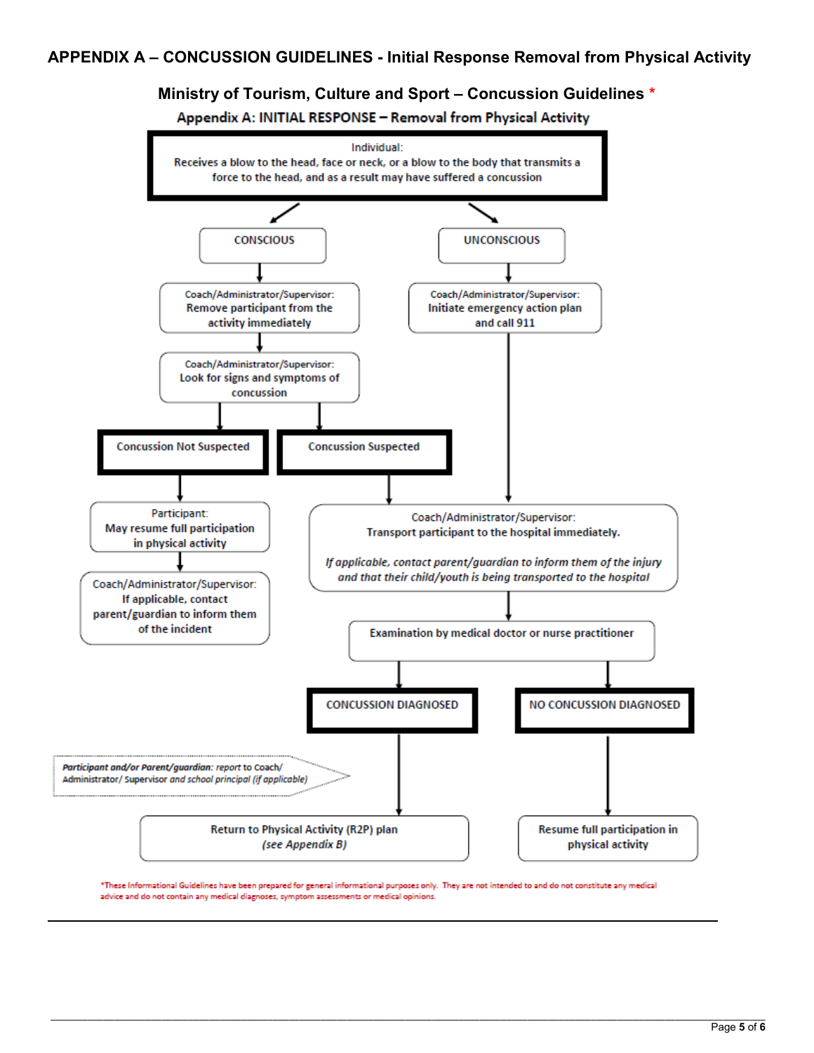## APPENDIX A – CONCUSSION GUIDELINES - Initial Response Removal from Physical Activity

### Ministry of Tourism, Culture and Sport – Concussion Guidelines *

**Appendix A: INITIAL RESPONSE – Removal from Physical Activity**

Individual:
Receives a blow to the head, face or neck, or a blow to the body that transmits a force to the head, and as a result may have suffered a concussion

**CONSCIOUS**

- Coach/Administrator/Supervisor: Remove participant from the activity immediately
- Coach/Administrator/Supervisor: Look for signs and symptoms of concussion
  - **Concussion Not Suspected**
    - Participant: May resume full participation in physical activity
    - Coach/Administrator/Supervisor: If applicable, contact parent/guardian to inform them of the incident
  - **Concussion Suspected**
    - Coach/Administrator/Supervisor: Transport participant to the hospital immediately.
      *If applicable, contact parent/guardian to inform them of the injury and that their child/youth is being transported to the hospital*

**UNCONSCIOUS**

- Coach/Administrator/Supervisor: Initiate emergency action plan and call 911
- Coach/Administrator/Supervisor: Transport participant to the hospital immediately.
  *If applicable, contact parent/guardian to inform them of the injury and that their child/youth is being transported to the hospital*

**Examination by medical doctor or nurse practitioner**

- **CONCUSSION DIAGNOSED**
  - *Participant and/or Parent/guardian: report to Coach/ Administrator/ Supervisor and school principal (if applicable)*
  - Return to Physical Activity (R2P) plan *(see Appendix B)*
- **NO CONCUSSION DIAGNOSED**
  - Resume full participation in physical activity

*These Informational Guidelines have been prepared for general informational purposes only. They are not intended to and do not constitute any medical advice and do not contain any medical diagnoses, symptom assessments or medical opinions.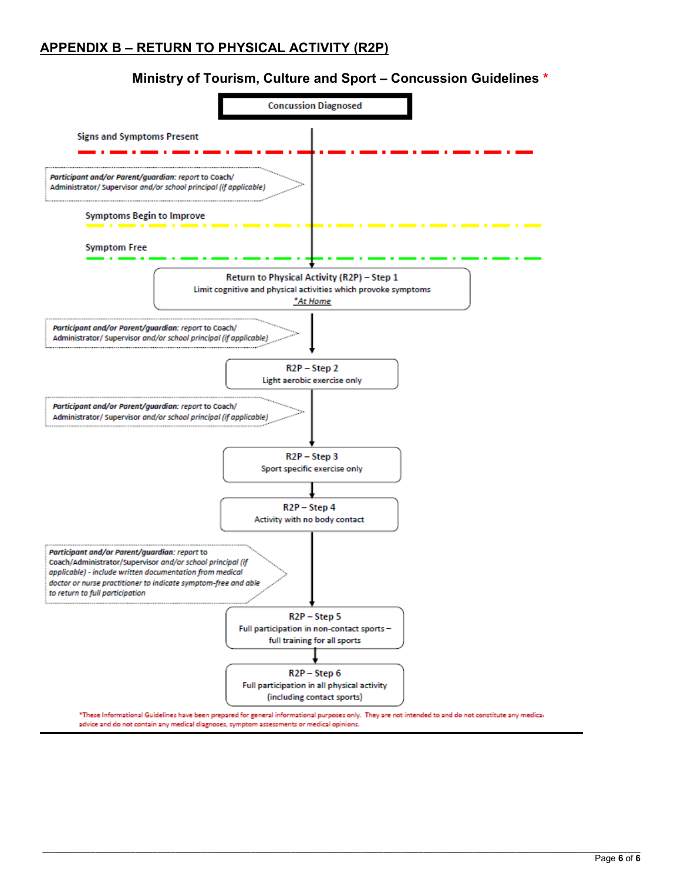## APPENDIX B – RETURN TO PHYSICAL ACTIVITY (R2P)

### Ministry of Tourism, Culture and Sport – Concussion Guidelines *

Concussion Diagnosed

Signs and Symptoms Present

*Participant and/or Parent/guardian:* report to Coach/ Administrator/ Supervisor *and/or school principal (if applicable)*

Symptoms Begin to Improve

Symptom Free

**Return to Physical Activity (R2P) – Step 1**
Limit cognitive and physical activities which provoke symptoms
*\*At Home*

*Participant and/or Parent/guardian:* report to Coach/ Administrator/ Supervisor *and/or school principal (if applicable)*

**R2P – Step 2**
Light aerobic exercise only

*Participant and/or Parent/guardian:* report to Coach/ Administrator/ Supervisor *and/or school principal (if applicable)*

**R2P – Step 3**
Sport specific exercise only

**R2P – Step 4**
Activity with no body contact

*Participant and/or Parent/guardian:* report to Coach/Administrator/Supervisor *and/or school principal (if applicable) - include written documentation from medical doctor or nurse practitioner to indicate symptom-free and able to return to full participation*

**R2P – Step 5**
Full participation in non-contact sports – full training for all sports

**R2P – Step 6**
Full participation in all physical activity (including contact sports)

*These Informational Guidelines have been prepared for general informational purposes only. They are not intended to and do not constitute any medical advice and do not contain any medical diagnoses, symptom assessments or medical opinions.